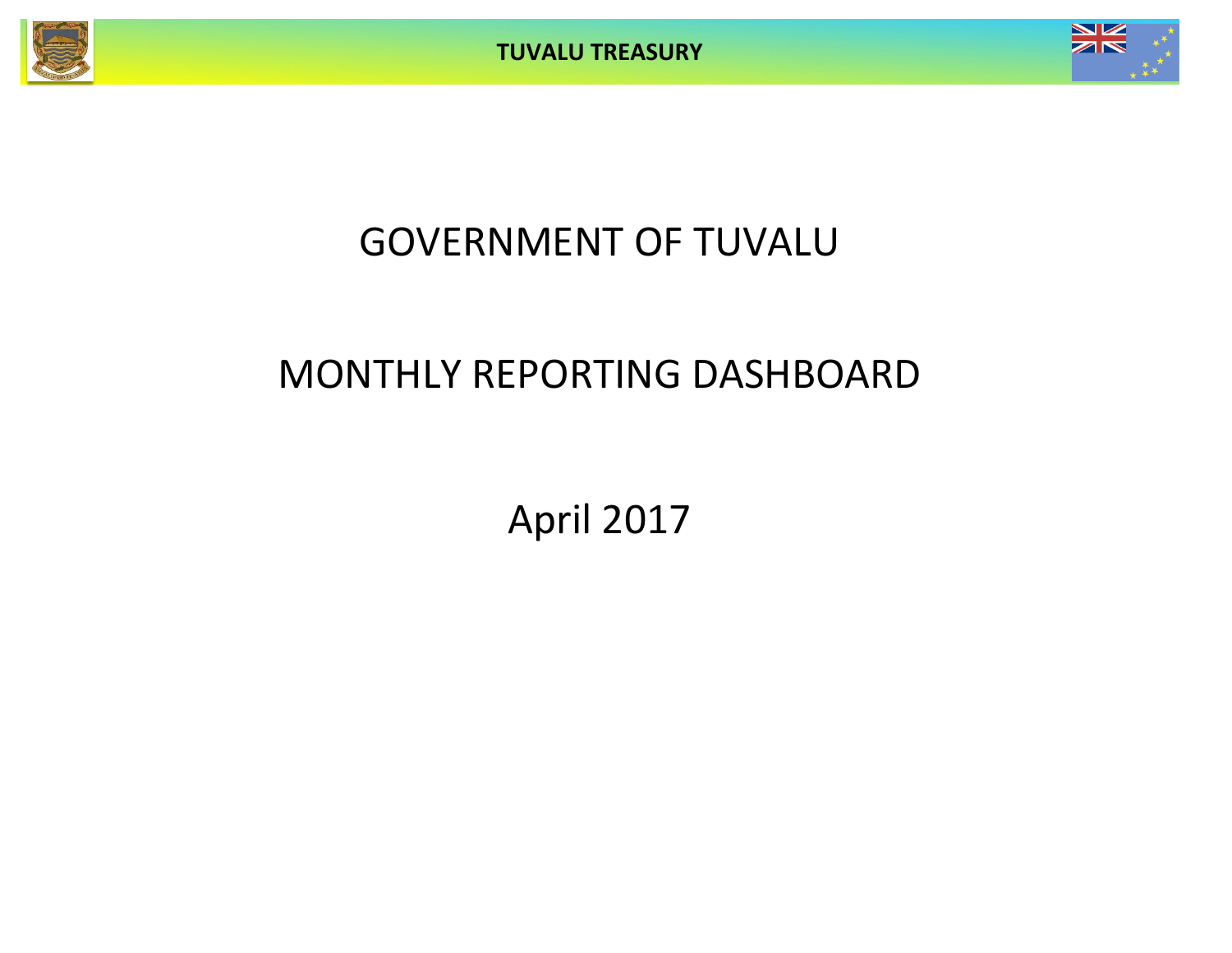TUVALU TREASURY

# GOVERNMENT OF TUVALU

# MONTHLY REPORTING DASHBOARD

## April 2017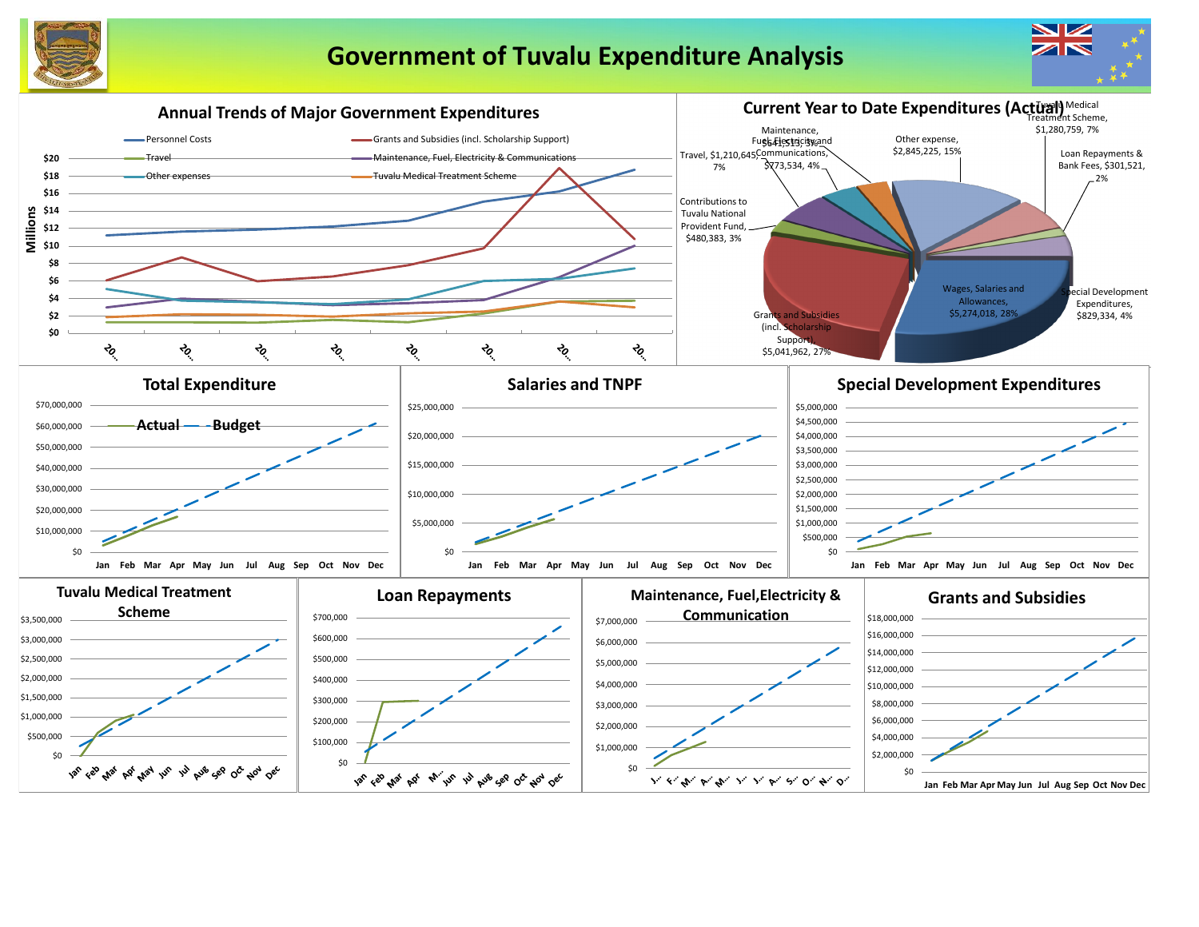# Government of Tuvalu Expenditure Analysis

## Annual Trends of Major Government Expenditures

Millions

- Personnel Costs
- Grants and Subsidies (incl. Scholarship Support)
- Travel
- Maintenance, Fuel, Electricity & Communications
- Other expenses
- Tuvalu Medical Treatment Scheme

## Current Year to Date Expenditures (Actual)

- Wages, Salaries and Allowances, $5,274,018, 28%
- Grants and Subsidies (incl. Scholarship Support), $5,041,962, 27%
- Contributions to Tuvalu National Provident Fund, $480,383, 3%
- Travel, $1,210,645, 7%
- Maintenance, Fuel, Electricity and Communications, $773,534, 4%
- $641,515, 3%
- Other expense, $2,845,225, 15%
- Tuvalu Medical Treatment Scheme, $1,280,759, 7%
- Loan Repayments & Bank Fees, $301,521, 2%
- Special Development Expenditures, $829,334, 4%

## Total Expenditure

Actual — Budget

## Salaries and TNPF

## Special Development Expenditures

## Tuvalu Medical Treatment Scheme

## Loan Repayments

## Maintenance, Fuel,Electricity & Communication

## Grants and Subsidies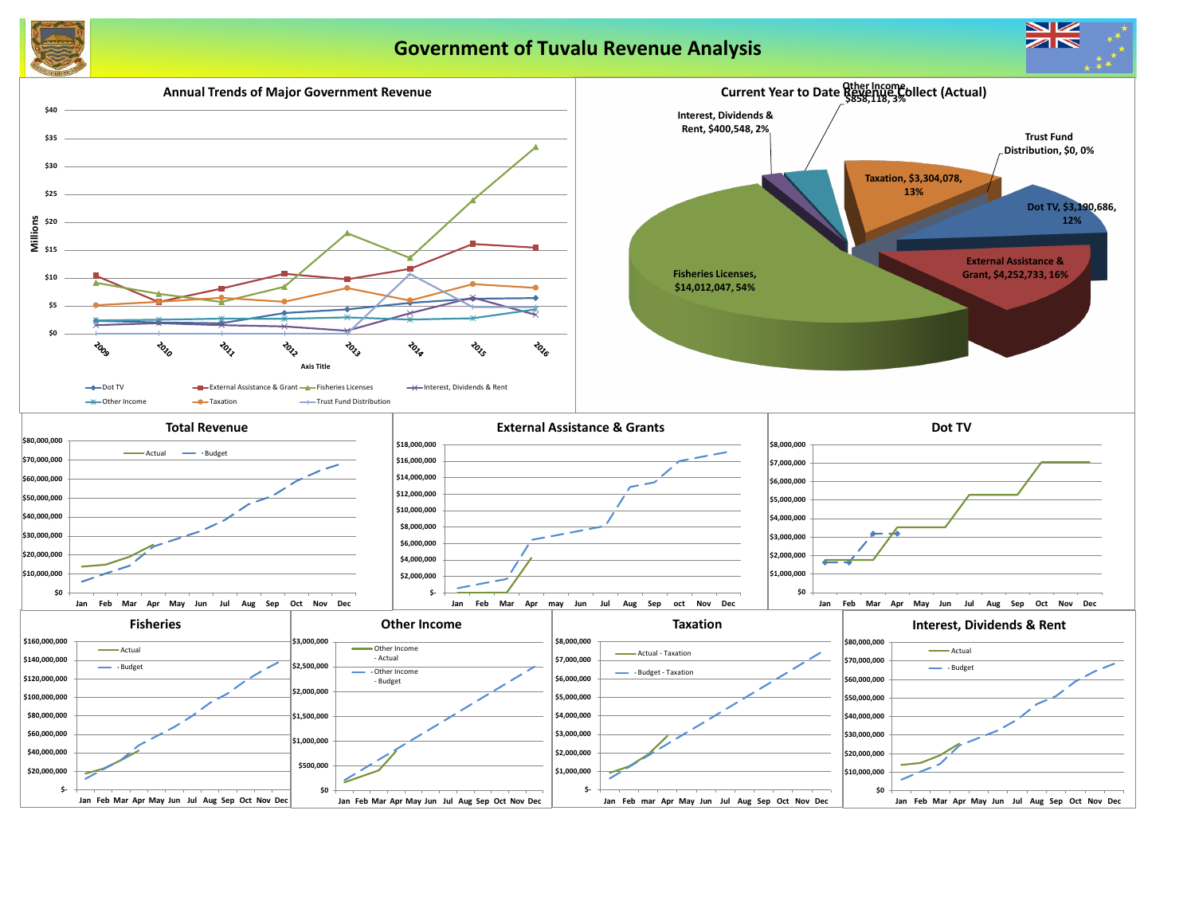# Government of Tuvalu Revenue Analysis

## Annual Trends of Major Government Revenue

Millions

$40, $35, $30, $25, $20, $15, $10, $5, $0

2009, 2010, 2011, 2012, 2013, 2014, 2015, 2016

Axis Title

Dot TV — External Assistance & Grant — Fisheries Licenses — Interest, Dividends & Rent — Other Income — Taxation — Trust Fund Distribution

## Current Year to Date Revenue Collect (Actual)

- Other Income, $858,118, 3%
- Interest, Dividends & Rent, $400,548, 2%
- Trust Fund Distribution, $0, 0%
- Taxation, $3,304,078, 13%
- Dot TV, $3,190,686, 12%
- External Assistance & Grant, $4,252,733, 16%
- Fisheries Licenses, $14,012,047, 54%

## Total Revenue

Actual — Budget

$80,000,000, $70,000,000, $60,000,000, $50,000,000, $40,000,000, $30,000,000, $20,000,000, $10,000,000, $0

Jan Feb Mar Apr May Jun Jul Aug Sep Oct Nov Dec

## External Assistance & Grants

$18,000,000, $16,000,000, $14,000,000, $12,000,000, $10,000,000, $8,000,000, $6,000,000, $4,000,000, $2,000,000, $-

Jan Feb Mar Apr may Jun Jul Aug Sep oct Nov Dec

## Dot TV

$8,000,000, $7,000,000, $6,000,000, $5,000,000, $4,000,000, $3,000,000, $2,000,000, $1,000,000, $0

Jan Feb Mar Apr May Jun Jul Aug Sep Oct Nov Dec

## Fisheries

Actual — Budget

$160,000,000, $140,000,000, $120,000,000, $100,000,000, $80,000,000, $60,000,000, $40,000,000, $20,000,000, $-

Jan Feb Mar Apr May Jun Jul Aug Sep Oct Nov Dec

## Other Income

Other Income - Actual — Other Income - Budget

$3,000,000, $2,500,000, $2,000,000, $1,500,000, $1,000,000, $500,000, $0

Jan Feb Mar Apr May Jun Jul Aug Sep Oct Nov Dec

## Taxation

Actual - Taxation — Budget - Taxation

$8,000,000, $7,000,000, $6,000,000, $5,000,000, $4,000,000, $3,000,000, $2,000,000, $1,000,000, $-

Jan Feb mar Apr May Jun Jul Aug Sep Oct Nov Dec

## Interest, Dividends & Rent

Actual — Budget

$80,000,000, $70,000,000, $60,000,000, $50,000,000, $40,000,000, $30,000,000, $20,000,000, $10,000,000, $0

Jan Feb Mar Apr May Jun Jul Aug Sep Oct Nov Dec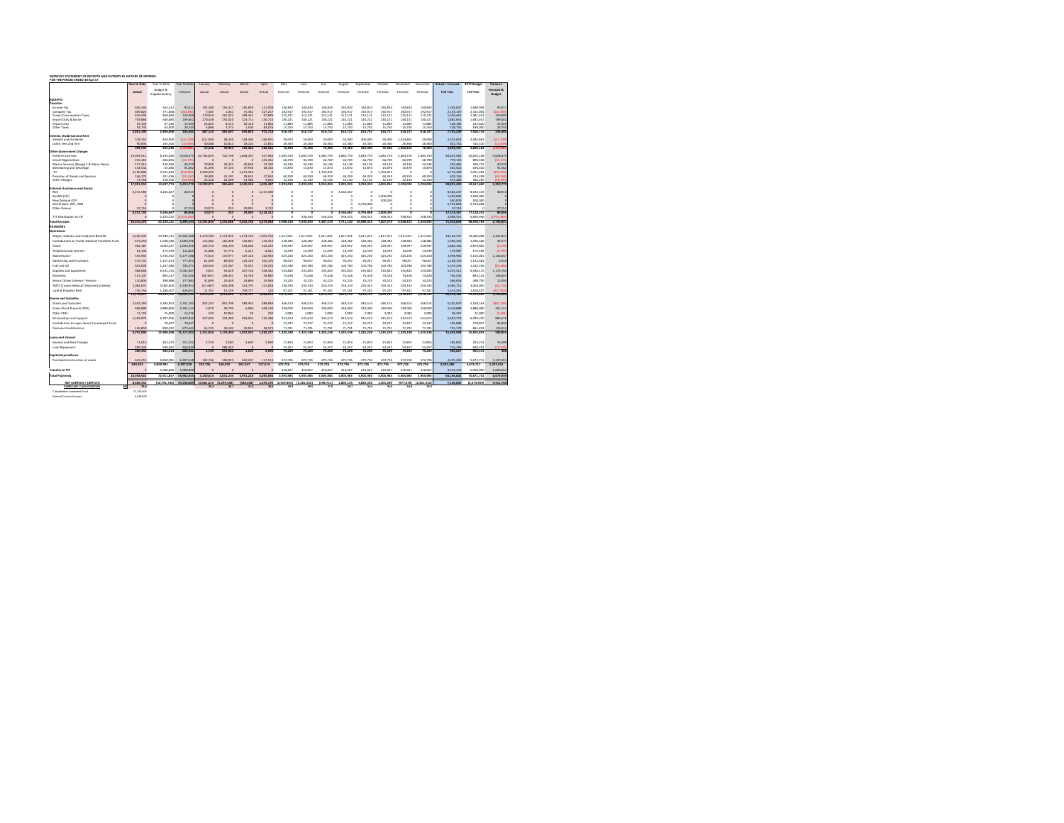**MONTHLY STATEMENT OF RECEIPTS AND PAYMENTS BY NATURE OF EXPENSE**
**FOR THE PERIOD ENDED 30-Apr-17**

| | Year to Date Actual | Year to Date Budget & Supplementary | Year to Date Variance | January Actual | February Actual | March Actual | April Actual | May Forecast | June Forecast | July Forecast | August Forecast | September Forecast | October Forecast | November Forecast | December Forecast | Actual + Forecast Full Year | 2017 Budget Full Year | Variance Forecast & Budget |
|---|---|---|---|---|---|---|---|---|---|---|---|---|---|---|---|---|---|---|
| **RECEIPTS** | | | | | | | | | | | | | | | | | | |
| ***Taxation*** | | | | | | | | | | | | | | | | | | |
| Income Tax | 656,343 | 563,332 | 93,011 | 192,269 | 156,327 | 185,859 | 121,909 | 140,833 | 140,833 | 140,833 | 140,833 | 140,833 | 140,833 | 140,833 | 140,833 | 1,783,027 | 1,689,996 | 93,031 |
| Company Tax | 609,823 | 771,868 | (162,045) | 5,593 | 1,641 | 75,342 | 527,257 | 192,917 | 192,917 | 192,917 | 192,917 | 192,917 | 192,917 | 192,917 | 192,917 | 2,153,159 | 2,315,004 | (161,845) |
| Tuvalu Consumption Taxes | 620,093 | 460,084 | 159,809 | 170,934 | 161,323 | 189,361 | 97,896 | 115,121 | 115,121 | 115,121 | 115,121 | 115,121 | 115,121 | 115,121 | 115,121 | 1,540,461 | 1,380,452 | 160,009 |
| Import Duty & Excise | 759,886 | 560,884 | 199,002 | 270,638 | 135,020 | 223,713 | 130,715 | 140,221 | 140,221 | 140,221 | 140,221 | 140,221 | 140,221 | 140,221 | 140,221 | 1,881,654 | 1,682,652 | 199,002 |
| Import Levy | 63,159 | 47,540 | 15,364 | 25,005 | 8,113 | 20,118 | 11,886 | 11,885 | 11,885 | 11,885 | 11,885 | 11,885 | 11,885 | 11,885 | 11,885 | 158,183 | 142,620 | 15,364 |
| Other Taxes | 92,745 | 63,000 | 29,745 | 3,896 | 3,273 | 1,500 | 83,076 | 15,750 | 15,750 | 15,750 | 15,750 | 15,750 | 15,750 | 15,750 | 15,750 | 218,745 | 189,000 | 29,745 |
| | **2,801,398** | **2,466,808** | **334,486** | **667,125** | **465,697** | **695,893** | **972,719** | **616,727** | **616,727** | **616,727** | **616,727** | **616,727** | **616,727** | **616,727** | **616,727** | **7,735,209** | **7,400,724** | **334,486** |
| ***Interest, Dividends and Rent*** | | | | | | | | | | | | | | | | | | |
| Interest and Dividends | 318,761 | 450,000 | (131,239) | (16,105) | 38,240 | 156,868 | 140,891 | 50,000 | 50,000 | 50,000 | 50,000 | 300,000 | 50,000 | 1,033,862 | 50,000 | 2,052,623 | 2,183,862 | (131,239) |
| Lease, rent and hire | 90,836 | 105,340 | (14,504) | 30,808 | 10,813 | 18,202 | 21,851 | 26,360 | 26,360 | 26,360 | 26,360 | 26,360 | 26,360 | 26,360 | 26,360 | 301,714 | 316,020 | (14,306) |
| | **409,596** | **555,340** | **(145,744)** | **14,558** | **49,053** | **162,962** | **162,342** | **76,360** | **76,360** | **76,360** | **76,360** | **326,360** | **76,360** | **1,060,222** | **76,360** | **2,354,337** | **2,500,082** | **(145,545)** |
| ***Other Government Charges*** | | | | | | | | | | | | | | | | | | |
| Fisheries Licenses | 13,961,511 | 8,335,036 | 5,626,475 | 10,794,855 | 702,706 | 1,848,187 | 617,963 | 2,083,759 | 2,083,759 | 2,083,759 | 2,083,759 | 2,083,759 | 2,083,759 | 2,083,759 | 2,083,759 | 30,631,583 | 25,005,108 | 5,626,475 |
| Vessel Registrations | 245,461 | 266,836 | (21,375) | 0 | 0 | 0 | 245,461 | 66,709 | 66,709 | 66,709 | 66,709 | 66,709 | 66,709 | 66,709 | 66,709 | 779,133 | 800,508 | (21,375) |
| Marine Services (Nivaga II & Manu Folau) | 177,313 | 136,584 | 40,729 | 70,069 | 29,422 | 40,630 | 37,192 | 34,146 | 34,146 | 34,146 | 34,146 | 34,146 | 34,146 | 34,146 | 34,146 | 450,481 | 409,752 | 40,729 |
| Stevedoring and Wharfage | 154,542 | 63,480 | 91,062 | 31,296 | 37,154 | 37,930 | 48,162 | 15,870 | 15,870 | 15,870 | 15,870 | 15,870 | 15,870 | 15,870 | 15,870 | 281,502 | 190,440 | 91,062 |
| .TV | 3,190,686 | 3,525,642 | (334,956) | 1,639,342 | 0 | 1,551,344 | 0 | 0 | 0 | 1,762,821 | 0 | 0 | 1,762,821 | 0 | 0 | 6,716,328 | 7,051,284 | (334,956) |
| Provision of Goods and Services | 146,274 | 241,436 | (95,162) | 39,085 | 31,291 | 28,653 | 47,865 | 60,359 | 60,359 | 60,359 | 60,359 | 60,359 | 60,359 | 60,359 | 60,359 | 629,146 | 724,308 | (95,162) |
| Other Charges | 73,766 | 128,760 | (54,994) | 24,326 | 26,209 | 13,586 | 9,645 | 32,190 | 32,190 | 32,190 | 32,190 | 32,190 | 32,190 | 32,190 | 32,190 | 331,286 | 386,280 | (54,994) |
| | **17,951,553** | **12,697,774** | **5,253,779** | **12,599,073** | **826,682** | **3,520,330** | **1,005,468** | **2,293,033** | **2,293,033** | **4,055,854** | **2,293,033** | **2,293,033** | **4,055,854** | **2,293,033** | **2,293,033** | **39,819,459** | **34,567,680** | **5,251,779** |
| ***External Assistance and Grants*** | | | | | | | | | | | | | | | | | | |
| ROC | 3,215,580 | 3,166,667 | 48,913 | 0 | 0 | 0 | 3,215,580 | 0 | 0 | 0 | 3,166,667 | 0 | 0 | 0 | 0 | 6,382,247 | 6,333,334 | 48,913 |
| AusAID (CIF) | 0 | 0 | 0 | 0 | 0 | 0 | 0 | 0 | 0 | 0 | 0 | 0 | 1,500,000 | 0 | 0 | 1,500,000 | 1,500,000 | 0 |
| New Zealand (CIF) | 0 | 0 | 0 | 0 | 0 | 0 | 0 | 0 | 0 | 0 | 0 | 0 | 500,000 | 0 | 0 | 500,000 | 500,000 | 0 |
| World Bank, IMF, ADB | 0 | 0 | 0 | 0 | 0 | 0 | 0 | 0 | 0 | 0 | 0 | 6,794,868 | 0 | 0 | 0 | 6,794,868 | 6,794,868 | 0 |
| Other Donors | 37,153 | 0 | 37,153 | 10,873 | 253 | 24,895 | 1,132 | 0 | 0 | 0 | 0 | 0 | 0 | 0 | 0 | 37,153 | 0 | 37,153 |
| | **3,252,733** | **3,166,667** | **86,066** | **10,873** | **253** | **24,895** | **3,216,712** | **0** | **0** | **0** | **3,166,667** | **6,794,868** | **2,000,000** | **0** | **0** | **15,214,267** | **15,128,201** | **86,066** |
| TTF Distribution to CIF | 0 | 2,233,332 | (2,233,332) | 0 | 0 | 0 | 0 | 0 | 558,333 | 558,333 | 558,333 | 558,333 | 558,333 | 558,333 | 558,333 | 3,908,331 | 6,699,996 | (2,791,665) |
| **Total Receipts** | **24,415,274** | **21,120,121** | **3,295,153** | **13,291,629** | **1,341,686** | **4,403,080** | **5,357,241** | **2,986,120** | **3,544,053** | **5,307,273** | **7,711,120** | **10,589,321** | **7,807,273** | **4,028,315** | **3,544,053** | **71,265,604** | **68,396,783** | **2,798,821** |
| **PAYMENTS** | | | | | | | | | | | | | | | | | | |
| ***Operations*** | | | | | | | | | | | | | | | | | | |
| Wages, Salaries and Employee Benefits | 5,226,532 | 19,389,721 | 14,163,188 | 1,276,704 | 1,173,052 | 1,474,704 | 1,301,763 | 1,617,051 | 1,617,051 | 1,617,051 | 1,617,051 | 1,617,051 | 1,617,051 | 1,617,051 | 1,617,051 | 18,163,737 | 19,400,608 | 1,236,871 |
| Contributions to Tuvalu National Provident Fund | 479,250 | 1,540,546 | 1,061,296 | 112,382 | 110,368 | 132,867 | 124,453 | 128,382 | 128,382 | 128,382 | 128,382 | 128,382 | 128,382 | 128,382 | 128,382 | 1,506,303 | 1,540,580 | 34,277 |
| Travel | 964,187 | 3,003,437 | 2,039,250 | 235,753 | 344,256 | 193,906 | 192,235 | 239,997 | 239,997 | 239,997 | 239,997 | 239,997 | 239,997 | 239,997 | 239,997 | 2,884,163 | 2,879,885 | (4,278) |
| Telephone and Internet | 63,294 | 175,199 | 112,005 | 11,086 | 37,772 | 6,315 | 8,021 | 14,599 | 14,599 | 14,599 | 14,599 | 14,599 | 14,599 | 14,599 | 14,599 | 179,987 | 175,189 | (4,797) |
| Maintenance | 556,963 | 3,734,552 | 3,177,588 | 75,824 | 170,977 | 167,220 | 142,943 | 425,250 | 425,250 | 425,250 | 425,250 | 425,250 | 425,250 | 425,250 | 425,250 | 3,958,963 | 5,103,001 | 1,144,037 |
| Advertising and Provisions | 379,701 | 1,157,354 | 777,653 | 61,309 | 80,826 | 133,192 | 105,195 | 96,057 | 96,057 | 96,057 | 96,057 | 96,057 | 96,057 | 96,057 | 96,057 | 1,148,156 | 1,152,682 | 4,526 |
| Fuel and Oil | 503,029 | 1,237,380 | 734,371 | 130,565 | 273,387 | 79,551 | 119,525 | 103,780 | 103,780 | 103,780 | 103,780 | 103,780 | 103,780 | 103,780 | 103,780 | 1,333,246 | 1,245,356 | (87,890) |
| Supplies and Equipment | 968,668 | 6,531,115 | 5,562,447 | 5,851 | 96,629 | 407,746 | 458,442 | 535,843 | 535,843 | 535,843 | 535,843 | 535,843 | 535,843 | 535,843 | 535,843 | 5,255,412 | 6,430,115 | 1,174,703 |
| Electricity | 151,327 | 893,167 | 742,840 | (90,967) | 148,052 | 53,768 | 39,882 | 74,328 | 74,328 | 74,328 | 74,328 | 74,328 | 74,328 | 74,328 | 74,328 | 745,954 | 893,142 | 146,807 |
| Senior Citizen Scheme / Pension | 120,806 | 398,668 | 277,862 | 31,899 | 29,449 | 29,869 | 29,589 | 33,225 | 33,225 | 33,225 | 33,225 | 33,225 | 33,225 | 33,225 | 33,225 | 386,606 | 398,700 | 12,094 |
| TMTS (Tuvalu Medical Treatment Scheme) | 1,064,047 | 3,004,000 | 1,939,953 | (47,087) | 604,498 | 354,791 | 151,846 | 250,333 | 250,333 | 250,333 | 250,333 | 250,333 | 250,333 | 250,333 | 250,333 | 3,066,714 | 3,004,000 | (62,714) |
| Land & Property Rent | 736,736 | 1,166,407 | 429,651 | 11,701 | 15,159 | 709,777 | 120 | 97,201 | 97,201 | 97,201 | 97,201 | 97,201 | 97,201 | 97,201 | 97,201 | 1,514,341 | 1,166,407 | (347,934) |
| | **11,214,531** | **42,231,546** | **31,017,015** | **1,815,068** | **3,084,426** | **3,743,707** | **2,673,915** | **3,616,045** | **3,616,045** | **3,616,045** | **3,616,045** | **3,616,045** | **3,616,045** | **3,616,045** | **3,616,045** | **40,143,581** | **43,389,665** | **3,246,084** |
| ***Grants and Subsidies*** | | | | | | | | | | | | | | | | | | |
| Grants and Subsidies | 2,653,760 | 5,394,853 | 2,741,093 | 822,167 | 851,799 | 489,955 | 489,839 | 446,514 | 446,514 | 446,514 | 446,514 | 446,514 | 446,514 | 446,514 | 446,514 | 6,225,870 | 5,358,164 | (867,705) |
| Outer Island Projects (SDE) | 698,988 | 2,880,000 | 2,181,012 | 5,870 | 38,795 | 6,084 | 648,239 | 240,000 | 240,000 | 240,000 | 240,000 | 240,000 | 240,000 | 240,000 | 240,000 | 2,618,988 | 2,880,000 | 261,012 |
| Other SOEs | 11,724 | 25,000 | 13,276 | 550 | 10,862 | 20 | 292 | 2,083 | 2,083 | 2,083 | 2,083 | 2,083 | 2,083 | 2,083 | 2,083 | 28,391 | 25,000 | (3,391) |
| Scholarships and Support | 1,269,874 | 6,707,706 | 5,437,832 | 417,602 | 233,385 | 493,501 | 125,386 | 541,613 | 541,613 | 541,613 | 541,613 | 541,613 | 541,613 | 541,613 | 541,613 | 5,602,774 | 6,499,350 | 896,576 |
| Contribution to Japan Grant Counterpart Fund | 0 | 70,667 | 70,667 | 0 | 0 | 0 | 0 | 23,237 | 23,237 | 23,237 | 23,237 | 23,237 | 23,237 | 23,237 | 23,237 | 185,898 | 278,847 | 92,949 |
| Overseas Contributions | 156,850 | 830,292 | 673,442 | 65,765 | 39,502 | 33,832 | 18,572 | 71,791 | 71,791 | 71,791 | 71,791 | 71,791 | 71,791 | 71,791 | 71,791 | 731,178 | 861,492 | 130,314 |
| | **4,791,196** | **15,908,518** | **11,117,322** | **1,311,954** | **1,174,343** | **1,023,391** | **1,282,327** | **1,325,238** | **1,325,238** | **1,325,238** | **1,325,238** | **1,325,238** | **1,325,238** | **1,325,238** | **1,325,238** | **15,393,100** | **15,902,853** | **509,755** |
| ***Loans and Interest*** | | | | | | | | | | | | | | | | | | |
| Interest and Bank Charges | 11,010 | 262,232 | 251,222 | 2,734 | 2,583 | 3,603 | 2,090 | 21,853 | 21,853 | 21,853 | 21,853 | 21,853 | 21,853 | 21,853 | 21,853 | 185,832 | 262,232 | 76,400 |
| Loan Repayment | 289,342 | 640,281 | 350,939 | 0 | 289,342 | 0 | 0 | 53,357 | 53,357 | 53,357 | 53,357 | 53,357 | 53,357 | 53,357 | 53,357 | 716,196 | 640,281 | (75,915) |
| | **300,352** | **902,513** | **602,161** | **2,734** | **291,925** | **3,603** | **2,090** | **75,209** | **75,209** | **75,209** | **75,209** | **75,209** | **75,209** | **75,209** | **75,209** | **902,027** | **902,513** | **486** |
| ***Capital Expenditures*** | | | | | | | | | | | | | | | | | | |
| Purchase/construction of assets | 645,453 | 6,832,991 | 6,187,538 | 182,746 | 160,925 | 262,267 | 117,514 | 472,726 | 472,726 | 472,726 | 472,726 | 472,726 | 472,726 | 472,726 | 472,726 | 4,427,260 | 5,672,711 | 1,245,451 |
| | **645,453** | **6,832,991** | **6,187,538** | **182,746** | **160,925** | **262,267** | **117,514** | **472,726** | **472,726** | **472,726** | **472,726** | **472,726** | **472,726** | **472,726** | **472,726** | **4,427,260** | **5,672,711** | **1,245,451** |
| **Transfer to TTF** | 0 | 5,000,000 | 5,000,000 | 0 | 0 | 0 | 0 | 416,667 | 416,667 | 416,667 | 416,667 | 416,667 | 416,667 | 416,667 | 416,667 | 3,333,333 | 5,000,000 | 1,666,667 |
| **Total Payments** | **16,948,922** | **71,911,857** | **54,962,935** | **3,230,613** | **3,631,256** | **6,991,228** | **3,680,446** | **5,905,985** | **5,905,985** | **5,905,985** | **5,905,985** | **5,905,985** | **5,905,985** | **5,905,985** | **5,905,985** | **64,196,802** | **70,871,742** | **6,674,939** |
| **NET SURPLUS / (DEFICIT)** | **8,466,352** | **(50,791,736)** | **59,258,088** | **10,061,215** | **(2,299,508)** | **(588,508)** | **2,299,194** | **(2,919,855)** | **(2,361,932)** | **(598,711)** | **1,805,135** | **4,683,336** | **1,901,289** | **(977,470)** | **(2,361,932)** | **7,136,800** | **(2,474,959)** | **9,611,760** |
| **FORECAST CASH POSITION** | **33.9** | | | **38.4** | **33.1** | **31.5** | **33.8** | **30.9** | **28.5** | **27.9** | **29.7** | **34.4** | **36.8** | **33.8** | **33.5** | | | |

Consolidated Investment Fund 27,746,930

General Current Account 6,648,939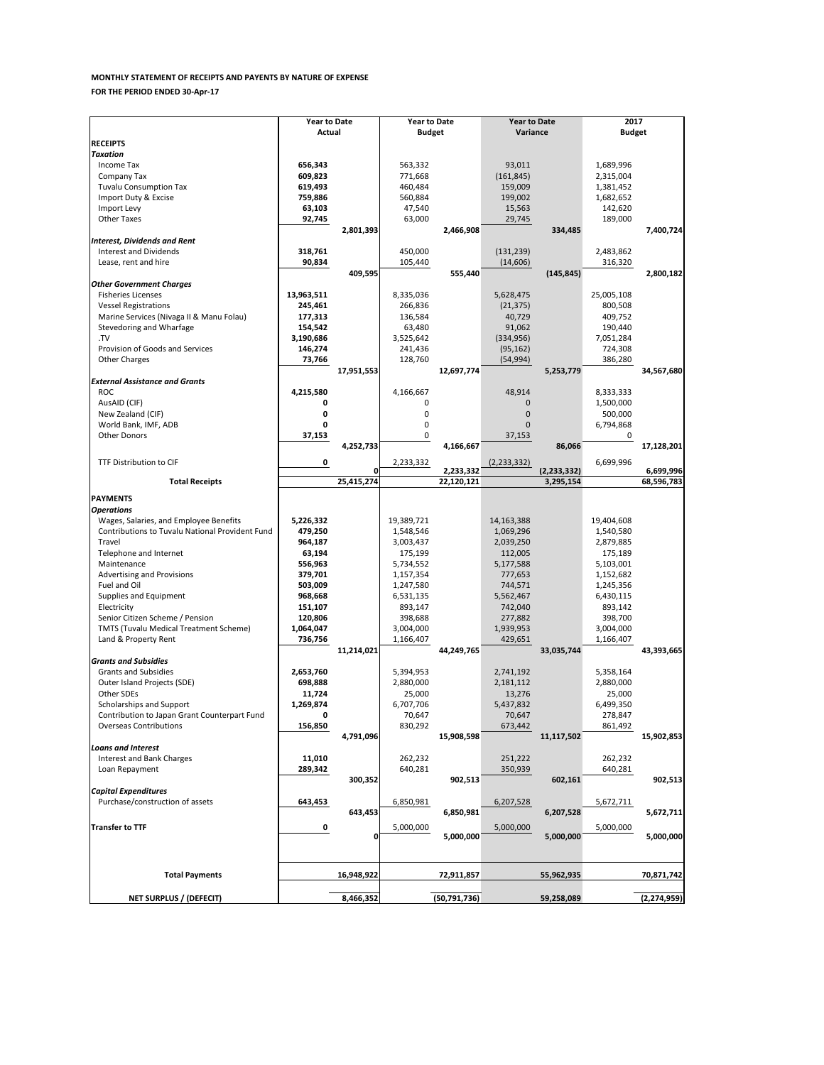**MONTHLY STATEMENT OF RECEIPTS AND PAYENTS BY NATURE OF EXPENSE**

**FOR THE PERIOD ENDED 30-Apr-17**

| | Year to Date Actual | | Year to Date Budget | | Year to Date Variance | | 2017 Budget | |
|---|---|---|---|---|---|---|---|---|
| **RECEIPTS** | | | | | | | | |
| ***Taxation*** | | | | | | | | |
| Income Tax | **656,343** | | 563,332 | | 93,011 | | 1,689,996 | |
| Company Tax | **609,823** | | 771,668 | | (161,845) | | 2,315,004 | |
| Tuvalu Consumption Tax | **619,493** | | 460,484 | | 159,009 | | 1,381,452 | |
| Import Duty & Excise | **759,886** | | 560,884 | | 199,002 | | 1,682,652 | |
| Import Levy | **63,103** | | 47,540 | | 15,563 | | 142,620 | |
| Other Taxes | **92,745** | | 63,000 | | 29,745 | | 189,000 | |
| | | **2,801,393** | | **2,466,908** | | **334,485** | | **7,400,724** |
| ***Interest, Dividends and Rent*** | | | | | | | | |
| Interest and Dividends | **318,761** | | 450,000 | | (131,239) | | 2,483,862 | |
| Lease, rent and hire | **90,834** | | 105,440 | | (14,606) | | 316,320 | |
| | | **409,595** | | **555,440** | | **(145,845)** | | **2,800,182** |
| ***Other Government Charges*** | | | | | | | | |
| Fisheries Licenses | **13,963,511** | | 8,335,036 | | 5,628,475 | | 25,005,108 | |
| Vessel Registrations | **245,461** | | 266,836 | | (21,375) | | 800,508 | |
| Marine Services (Nivaga II & Manu Folau) | **177,313** | | 136,584 | | 40,729 | | 409,752 | |
| Stevedoring and Wharfage | **154,542** | | 63,480 | | 91,062 | | 190,440 | |
| .TV | **3,190,686** | | 3,525,642 | | (334,956) | | 7,051,284 | |
| Provision of Goods and Services | **146,274** | | 241,436 | | (95,162) | | 724,308 | |
| Other Charges | **73,766** | | 128,760 | | (54,994) | | 386,280 | |
| | | **17,951,553** | | **12,697,774** | | **5,253,779** | | **34,567,680** |
| ***External Assistance and Grants*** | | | | | | | | |
| ROC | **4,215,580** | | 4,166,667 | | 48,914 | | 8,333,333 | |
| AusAID (CIF) | **0** | | 0 | | 0 | | 1,500,000 | |
| New Zealand (CIF) | **0** | | 0 | | 0 | | 500,000 | |
| World Bank, IMF, ADB | **0** | | 0 | | 0 | | 6,794,868 | |
| Other Donors | **37,153** | | 0 | | 37,153 | | 0 | |
| | | **4,252,733** | | **4,166,667** | | **86,066** | | **17,128,201** |
| TTF Distribution to CIF | **0** | | 2,233,332 | | (2,233,332) | | 6,699,996 | |
| | | **0** | | **2,233,332** | | **(2,233,332)** | | **6,699,996** |
| **Total Receipts** | | **25,415,274** | | **22,120,121** | | **3,295,154** | | **68,596,783** |
| **PAYMENTS** | | | | | | | | |
| ***Operations*** | | | | | | | | |
| Wages, Salaries, and Employee Benefits | **5,226,332** | | 19,389,721 | | 14,163,388 | | 19,404,608 | |
| Contributions to Tuvalu National Provident Fund | **479,250** | | 1,548,546 | | 1,069,296 | | 1,540,580 | |
| Travel | **964,187** | | 3,003,437 | | 2,039,250 | | 2,879,885 | |
| Telephone and Internet | **63,194** | | 175,199 | | 112,005 | | 175,189 | |
| Maintenance | **556,963** | | 5,734,552 | | 5,177,588 | | 5,103,001 | |
| Advertising and Provisions | **379,701** | | 1,157,354 | | 777,653 | | 1,152,682 | |
| Fuel and Oil | **503,009** | | 1,247,580 | | 744,571 | | 1,245,356 | |
| Supplies and Equipment | **968,668** | | 6,531,135 | | 5,562,467 | | 6,430,115 | |
| Electricity | **151,107** | | 893,147 | | 742,040 | | 893,142 | |
| Senior Citizen Scheme / Pension | **120,806** | | 398,688 | | 277,882 | | 398,700 | |
| TMTS (Tuvalu Medical Treatment Scheme) | **1,064,047** | | 3,004,000 | | 1,939,953 | | 3,004,000 | |
| Land & Property Rent | **736,756** | | 1,166,407 | | 429,651 | | 1,166,407 | |
| | | **11,214,021** | | **44,249,765** | | **33,035,744** | | **43,393,665** |
| ***Grants and Subsidies*** | | | | | | | | |
| Grants and Subsidies | **2,653,760** | | 5,394,953 | | 2,741,192 | | 5,358,164 | |
| Outer Island Projects (SDE) | **698,888** | | 2,880,000 | | 2,181,112 | | 2,880,000 | |
| Other SDEs | **11,724** | | 25,000 | | 13,276 | | 25,000 | |
| Scholarships and Support | **1,269,874** | | 6,707,706 | | 5,437,832 | | 6,499,350 | |
| Contribution to Japan Grant Counterpart Fund | **0** | | 70,647 | | 70,647 | | 278,847 | |
| Overseas Contributions | **156,850** | | 830,292 | | 673,442 | | 861,492 | |
| | | **4,791,096** | | **15,908,598** | | **11,117,502** | | **15,902,853** |
| ***Loans and Interest*** | | | | | | | | |
| Interest and Bank Charges | **11,010** | | 262,232 | | 251,222 | | 262,232 | |
| Loan Repayment | **289,342** | | 640,281 | | 350,939 | | 640,281 | |
| | | **300,352** | | **902,513** | | **602,161** | | **902,513** |
| ***Capital Expenditures*** | | | | | | | | |
| Purchase/construction of assets | **643,453** | | 6,850,981 | | 6,207,528 | | 5,672,711 | |
| | | **643,453** | | **6,850,981** | | **6,207,528** | | **5,672,711** |
| **Transfer to TTF** | **0** | | 5,000,000 | | 5,000,000 | | 5,000,000 | |
| | | **0** | | **5,000,000** | | **5,000,000** | | **5,000,000** |
| **Total Payments** | | **16,948,922** | | **72,911,857** | | **55,962,935** | | **70,871,742** |
| **NET SURPLUS / (DEFECIT)** | | **8,466,352** | | **(50,791,736)** | | **59,258,089** | | **(2,274,959)** |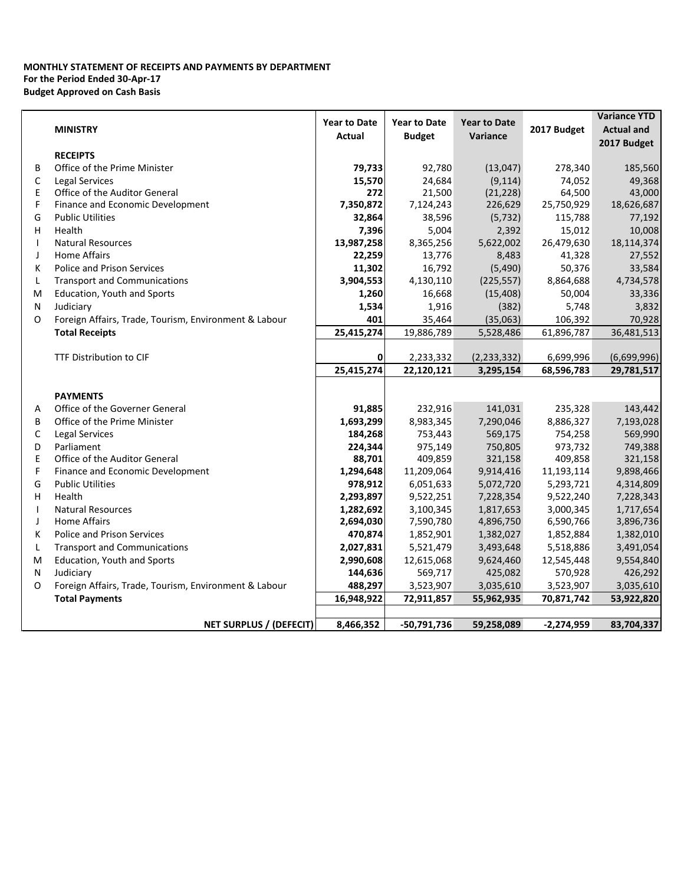**MONTHLY STATEMENT OF RECEIPTS AND PAYMENTS BY DEPARTMENT**
**For the Period Ended 30-Apr-17**
**Budget Approved on Cash Basis**

| | MINISTRY | Year to Date Actual | Year to Date Budget | Year to Date Variance | 2017 Budget | Variance YTD Actual and 2017 Budget |
|---|---|---|---|---|---|---|
| | **RECEIPTS** | | | | | |
| B | Office of the Prime Minister | **79,733** | 92,780 | (13,047) | 278,340 | 185,560 |
| C | Legal Services | **15,570** | 24,684 | (9,114) | 74,052 | 49,368 |
| E | Office of the Auditor General | **272** | 21,500 | (21,228) | 64,500 | 43,000 |
| F | Finance and Economic Development | **7,350,872** | 7,124,243 | 226,629 | 25,750,929 | 18,626,687 |
| G | Public Utilities | **32,864** | 38,596 | (5,732) | 115,788 | 77,192 |
| H | Health | **7,396** | 5,004 | 2,392 | 15,012 | 10,008 |
| I | Natural Resources | **13,987,258** | 8,365,256 | 5,622,002 | 26,479,630 | 18,114,374 |
| J | Home Affairs | **22,259** | 13,776 | 8,483 | 41,328 | 27,552 |
| K | Police and Prison Services | **11,302** | 16,792 | (5,490) | 50,376 | 33,584 |
| L | Transport and Communications | **3,904,553** | 4,130,110 | (225,557) | 8,864,688 | 4,734,578 |
| M | Education, Youth and Sports | **1,260** | 16,668 | (15,408) | 50,004 | 33,336 |
| N | Judiciary | **1,534** | 1,916 | (382) | 5,748 | 3,832 |
| O | Foreign Affairs, Trade, Tourism, Environment & Labour | **401** | 35,464 | (35,063) | 106,392 | 70,928 |
| | **Total Receipts** | **25,415,274** | 19,886,789 | 5,528,486 | 61,896,787 | 36,481,513 |
| | TTF Distribution to CIF | **0** | 2,233,332 | (2,233,332) | 6,699,996 | (6,699,996) |
| | | **25,415,274** | **22,120,121** | **3,295,154** | **68,596,783** | **29,781,517** |
| | **PAYMENTS** | | | | | |
| A | Office of the Governer General | **91,885** | 232,916 | 141,031 | 235,328 | 143,442 |
| B | Office of the Prime Minister | **1,693,299** | 8,983,345 | 7,290,046 | 8,886,327 | 7,193,028 |
| C | Legal Services | **184,268** | 753,443 | 569,175 | 754,258 | 569,990 |
| D | Parliament | **224,344** | 975,149 | 750,805 | 973,732 | 749,388 |
| E | Office of the Auditor General | **88,701** | 409,859 | 321,158 | 409,858 | 321,158 |
| F | Finance and Economic Development | **1,294,648** | 11,209,064 | 9,914,416 | 11,193,114 | 9,898,466 |
| G | Public Utilities | **978,912** | 6,051,633 | 5,072,720 | 5,293,721 | 4,314,809 |
| H | Health | **2,293,897** | 9,522,251 | 7,228,354 | 9,522,240 | 7,228,343 |
| I | Natural Resources | **1,282,692** | 3,100,345 | 1,817,653 | 3,000,345 | 1,717,654 |
| J | Home Affairs | **2,694,030** | 7,590,780 | 4,896,750 | 6,590,766 | 3,896,736 |
| K | Police and Prison Services | **470,874** | 1,852,901 | 1,382,027 | 1,852,884 | 1,382,010 |
| L | Transport and Communications | **2,027,831** | 5,521,479 | 3,493,648 | 5,518,886 | 3,491,054 |
| M | Education, Youth and Sports | **2,990,608** | 12,615,068 | 9,624,460 | 12,545,448 | 9,554,840 |
| N | Judiciary | **144,636** | 569,717 | 425,082 | 570,928 | 426,292 |
| O | Foreign Affairs, Trade, Tourism, Environment & Labour | **488,297** | 3,523,907 | 3,035,610 | 3,523,907 | 3,035,610 |
| | **Total Payments** | **16,948,922** | **72,911,857** | **55,962,935** | **70,871,742** | **53,922,820** |
| | **NET SURPLUS / (DEFECIT)** | **8,466,352** | **-50,791,736** | **59,258,089** | **-2,274,959** | **83,704,337** |